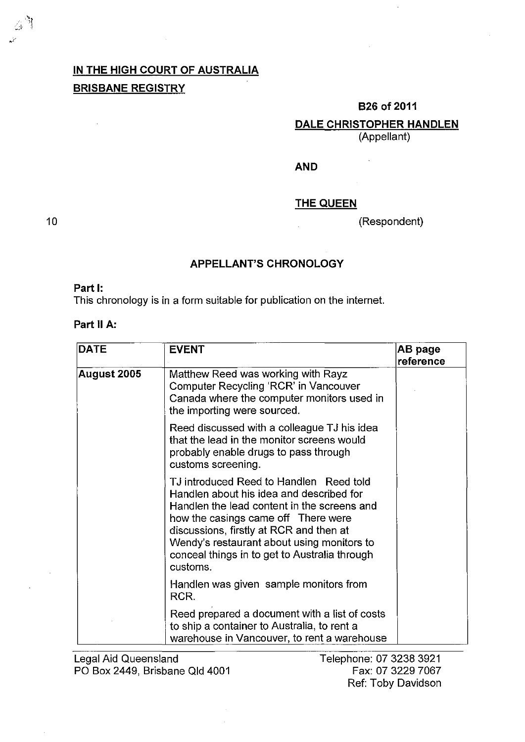**IN THE HIGH COURT OF AUSTRALIA**

**BRISBANE REGISTRY**

**B26 of 2011**

**DALE CHRISTOPHER HANDLEN**
(Appellant)

**AND**

**THE QUEEN**
(Respondent)

## APPELLANT'S CHRONOLOGY

**Part I:**
This chronology is in a form suitable for publication on the internet.

**Part II A:**

| DATE | EVENT | AB page reference |
|---|---|---|
| **August 2005** | Matthew Reed was working with Rayz Computer Recycling 'RCR' in Vancouver Canada where the computer monitors used in the importing were sourced.<br><br>Reed discussed with a colleague TJ his idea that the lead in the monitor screens would probably enable drugs to pass through customs screening.<br><br>TJ introduced Reed to Handlen Reed told Handlen about his idea and described for Handlen the lead content in the screens and how the casings came off There were discussions, firstly at RCR and then at Wendy's restaurant about using monitors to conceal things in to get to Australia through customs.<br><br>Handlen was given sample monitors from RCR.<br><br>Reed prepared a document with a list of costs to ship a container to Australia, to rent a warehouse in Vancouver, to rent a warehouse | |

Legal Aid Queensland
PO Box 2449, Brisbane Qld 4001

Telephone: 07 3238 3921
Fax: 07 3229 7067
Ref: Toby Davidson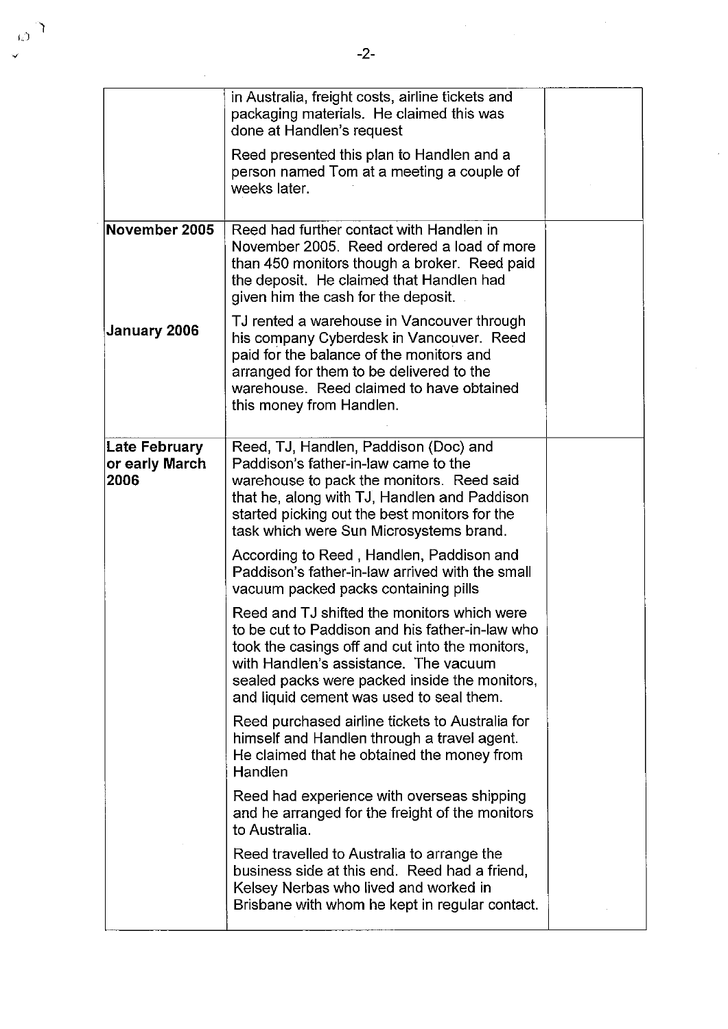| | | |
|---|---|---|
| | in Australia, freight costs, airline tickets and packaging materials. He claimed this was done at Handlen's request<br><br>Reed presented this plan to Handlen and a person named Tom at a meeting a couple of weeks later. | |
| **November 2005**<br><br><br><br><br>**January 2006** | Reed had further contact with Handlen in November 2005. Reed ordered a load of more than 450 monitors though a broker. Reed paid the deposit. He claimed that Handlen had given him the cash for the deposit.<br><br>TJ rented a warehouse in Vancouver through his company Cyberdesk in Vancouver. Reed paid for the balance of the monitors and arranged for them to be delivered to the warehouse. Reed claimed to have obtained this money from Handlen. | |
| **Late February or early March 2006** | Reed, TJ, Handlen, Paddison (Doc) and Paddison's father-in-law came to the warehouse to pack the monitors. Reed said that he, along with TJ, Handlen and Paddison started picking out the best monitors for the task which were Sun Microsystems brand.<br><br>According to Reed , Handlen, Paddison and Paddison's father-in-law arrived with the small vacuum packed packs containing pills<br><br>Reed and TJ shifted the monitors which were to be cut to Paddison and his father-in-law who took the casings off and cut into the monitors, with Handlen's assistance. The vacuum sealed packs were packed inside the monitors, and liquid cement was used to seal them.<br><br>Reed purchased airline tickets to Australia for himself and Handlen through a travel agent. He claimed that he obtained the money from Handlen<br><br>Reed had experience with overseas shipping and he arranged for the freight of the monitors to Australia.<br><br>Reed travelled to Australia to arrange the business side at this end. Reed had a friend, Kelsey Nerbas who lived and worked in Brisbane with whom he kept in regular contact. | |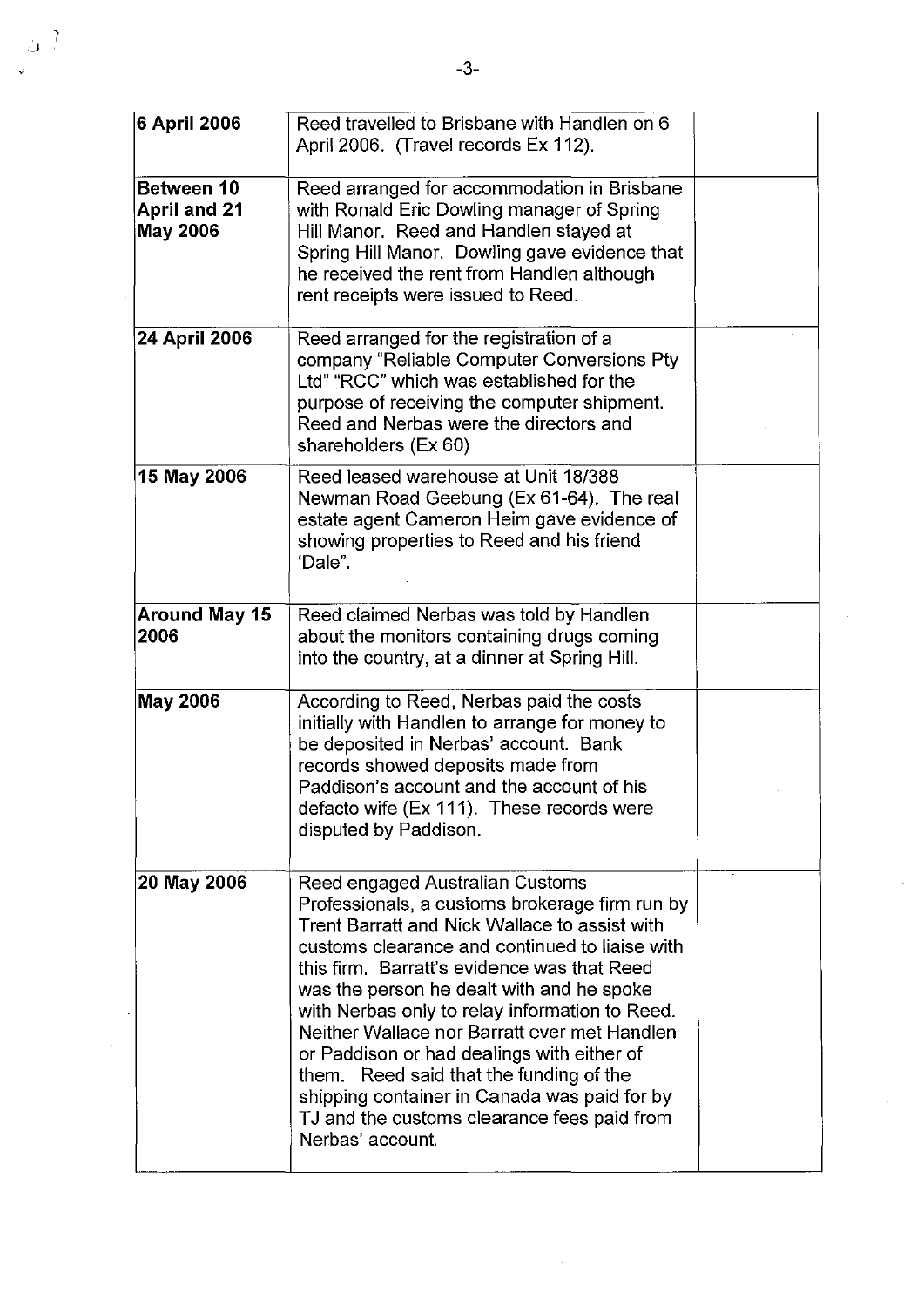| 6 April 2006 | Reed travelled to Brisbane with Handlen on 6 April 2006. (Travel records Ex 112). | |
|---|---|---|
| Between 10 April and 21 May 2006 | Reed arranged for accommodation in Brisbane with Ronald Eric Dowling manager of Spring Hill Manor. Reed and Handlen stayed at Spring Hill Manor. Dowling gave evidence that he received the rent from Handlen although rent receipts were issued to Reed. | |
| 24 April 2006 | Reed arranged for the registration of a company "Reliable Computer Conversions Pty Ltd" "RCC" which was established for the purpose of receiving the computer shipment. Reed and Nerbas were the directors and shareholders (Ex 60) | |
| 15 May 2006 | Reed leased warehouse at Unit 18/388 Newman Road Geebung (Ex 61-64). The real estate agent Cameron Heim gave evidence of showing properties to Reed and his friend 'Dale". | |
| Around May 15 2006 | Reed claimed Nerbas was told by Handlen about the monitors containing drugs coming into the country, at a dinner at Spring Hill. | |
| May 2006 | According to Reed, Nerbas paid the costs initially with Handlen to arrange for money to be deposited in Nerbas' account. Bank records showed deposits made from Paddison's account and the account of his defacto wife (Ex 111). These records were disputed by Paddison. | |
| 20 May 2006 | Reed engaged Australian Customs Professionals, a customs brokerage firm run by Trent Barratt and Nick Wallace to assist with customs clearance and continued to liaise with this firm. Barratt's evidence was that Reed was the person he dealt with and he spoke with Nerbas only to relay information to Reed. Neither Wallace nor Barratt ever met Handlen or Paddison or had dealings with either of them. Reed said that the funding of the shipping container in Canada was paid for by TJ and the customs clearance fees paid from Nerbas' account. | |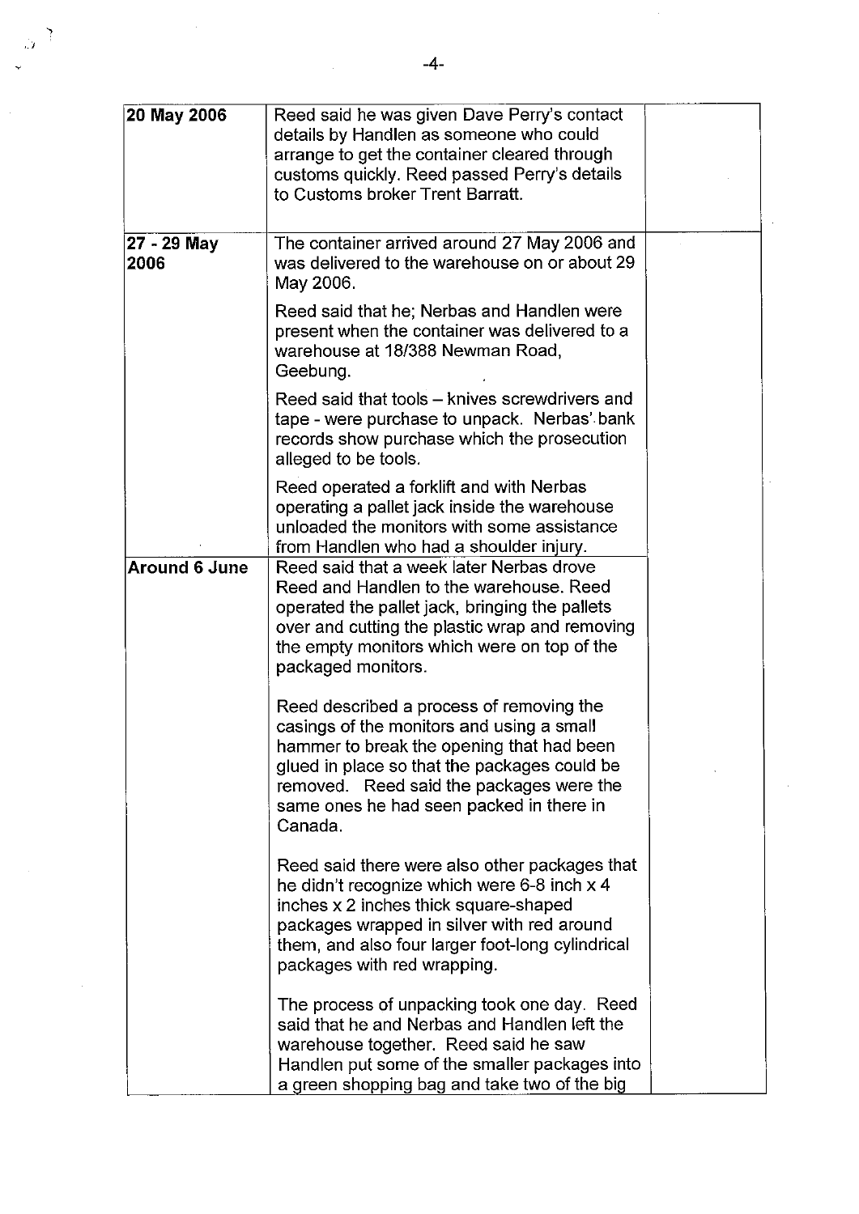| | | |
|---|---|---|
| **20 May 2006** | Reed said he was given Dave Perry's contact details by Handlen as someone who could arrange to get the container cleared through customs quickly. Reed passed Perry's details to Customs broker Trent Barratt. | |
| **27 - 29 May 2006** | The container arrived around 27 May 2006 and was delivered to the warehouse on or about 29 May 2006.<br><br>Reed said that he; Nerbas and Handlen were present when the container was delivered to a warehouse at 18/388 Newman Road, Geebung.<br><br>Reed said that tools – knives screwdrivers and tape - were purchase to unpack. Nerbas' bank records show purchase which the prosecution alleged to be tools.<br><br>Reed operated a forklift and with Nerbas operating a pallet jack inside the warehouse unloaded the monitors with some assistance from Handlen who had a shoulder injury. | |
| **Around 6 June** | Reed said that a week later Nerbas drove Reed and Handlen to the warehouse. Reed operated the pallet jack, bringing the pallets over and cutting the plastic wrap and removing the empty monitors which were on top of the packaged monitors.<br><br>Reed described a process of removing the casings of the monitors and using a small hammer to break the opening that had been glued in place so that the packages could be removed. Reed said the packages were the same ones he had seen packed in there in Canada.<br><br>Reed said there were also other packages that he didn't recognize which were 6-8 inch x 4 inches x 2 inches thick square-shaped packages wrapped in silver with red around them, and also four larger foot-long cylindrical packages with red wrapping.<br><br>The process of unpacking took one day. Reed said that he and Nerbas and Handlen left the warehouse together. Reed said he saw Handlen put some of the smaller packages into a green shopping bag and take two of the big | |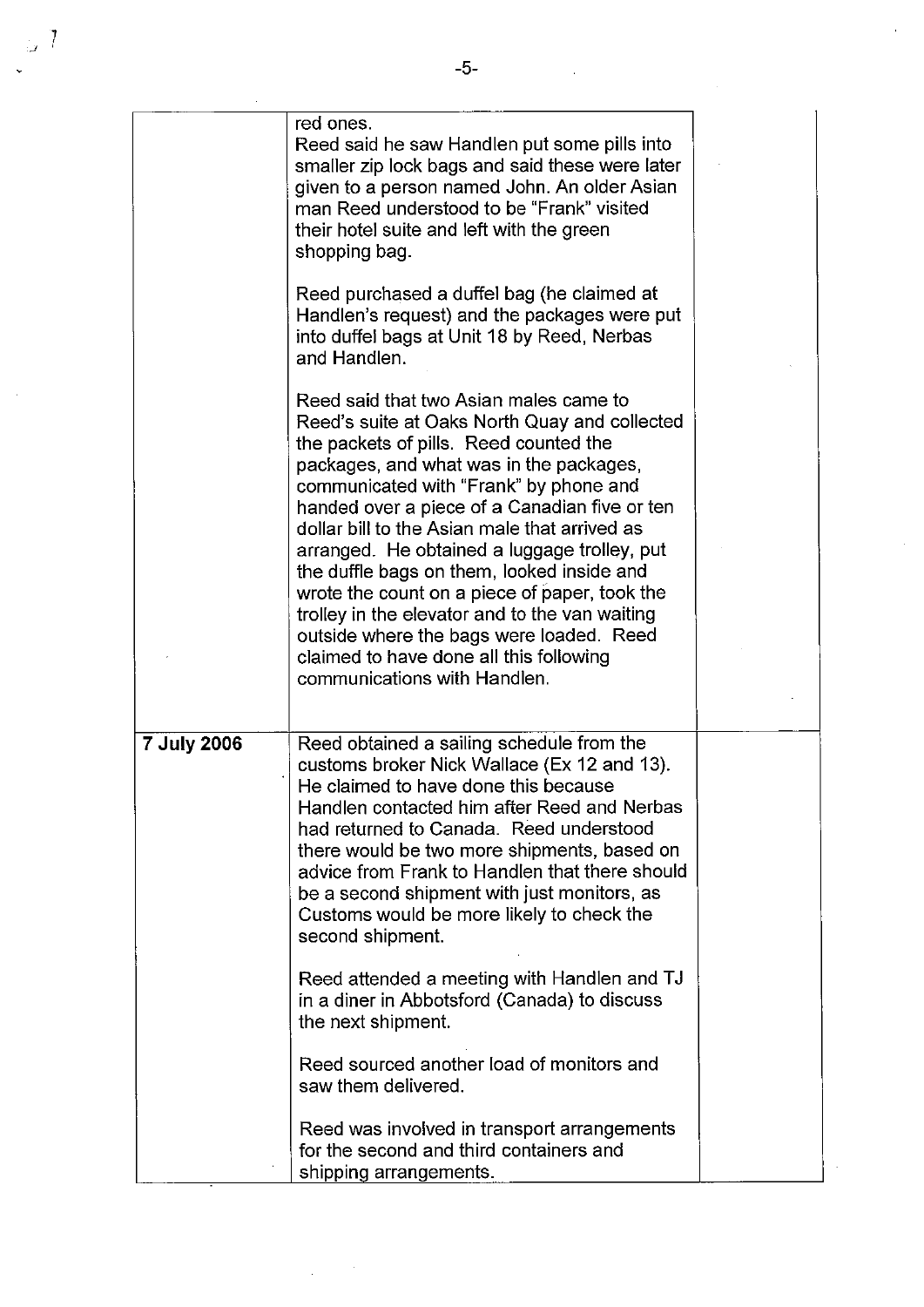| | | |
|---|---|---|
| | red ones.<br>Reed said he saw Handlen put some pills into smaller zip lock bags and said these were later given to a person named John. An older Asian man Reed understood to be "Frank" visited their hotel suite and left with the green shopping bag.<br><br>Reed purchased a duffel bag (he claimed at Handlen's request) and the packages were put into duffel bags at Unit 18 by Reed, Nerbas and Handlen.<br><br>Reed said that two Asian males came to Reed's suite at Oaks North Quay and collected the packets of pills. Reed counted the packages, and what was in the packages, communicated with "Frank" by phone and handed over a piece of a Canadian five or ten dollar bill to the Asian male that arrived as arranged. He obtained a luggage trolley, put the duffle bags on them, looked inside and wrote the count on a piece of paper, took the trolley in the elevator and to the van waiting outside where the bags were loaded. Reed claimed to have done all this following communications with Handlen. | |
| **7 July 2006** | Reed obtained a sailing schedule from the customs broker Nick Wallace (Ex 12 and 13). He claimed to have done this because Handlen contacted him after Reed and Nerbas had returned to Canada. Reed understood there would be two more shipments, based on advice from Frank to Handlen that there should be a second shipment with just monitors, as Customs would be more likely to check the second shipment.<br><br>Reed attended a meeting with Handlen and TJ in a diner in Abbotsford (Canada) to discuss the next shipment.<br><br>Reed sourced another load of monitors and saw them delivered.<br><br>Reed was involved in transport arrangements for the second and third containers and shipping arrangements. | |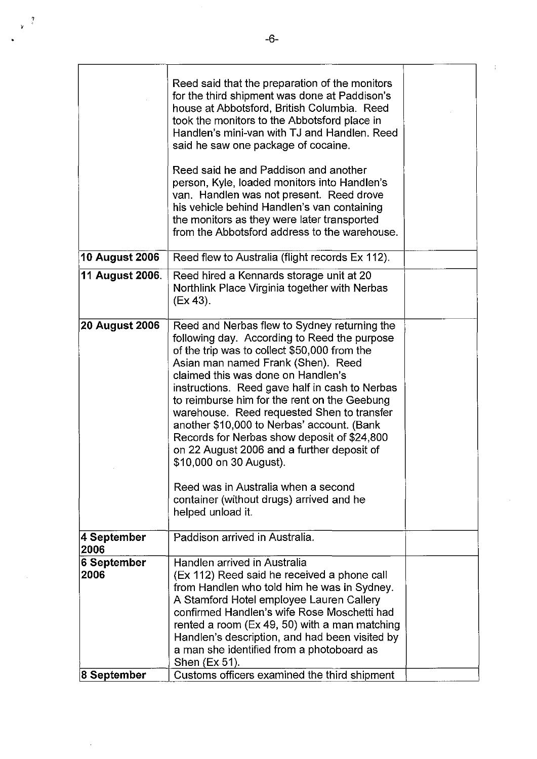| | | |
|---|---|---|
| | Reed said that the preparation of the monitors for the third shipment was done at Paddison's house at Abbotsford, British Columbia. Reed took the monitors to the Abbotsford place in Handlen's mini-van with TJ and Handlen. Reed said he saw one package of cocaine.<br><br>Reed said he and Paddison and another person, Kyle, loaded monitors into Handlen's van. Handlen was not present. Reed drove his vehicle behind Handlen's van containing the monitors as they were later transported from the Abbotsford address to the warehouse. | |
| **10 August 2006** | Reed flew to Australia (flight records Ex 112). | |
| **11 August 2006.** | Reed hired a Kennards storage unit at 20 Northlink Place Virginia together with Nerbas (Ex 43). | |
| **20 August 2006** | Reed and Nerbas flew to Sydney returning the following day. According to Reed the purpose of the trip was to collect $50,000 from the Asian man named Frank (Shen). Reed claimed this was done on Handlen's instructions. Reed gave half in cash to Nerbas to reimburse him for the rent on the Geebung warehouse. Reed requested Shen to transfer another $10,000 to Nerbas' account. (Bank Records for Nerbas show deposit of $24,800 on 22 August 2006 and a further deposit of $10,000 on 30 August).<br><br>Reed was in Australia when a second container (without drugs) arrived and he helped unload it. | |
| **4 September 2006** | Paddison arrived in Australia. | |
| **6 September 2006** | Handlen arrived in Australia<br>(Ex 112) Reed said he received a phone call from Handlen who told him he was in Sydney. A Stamford Hotel employee Lauren Callery confirmed Handlen's wife Rose Moschetti had rented a room (Ex 49, 50) with a man matching Handlen's description, and had been visited by a man she identified from a photoboard as Shen (Ex 51). | |
| **8 September** | Customs officers examined the third shipment | |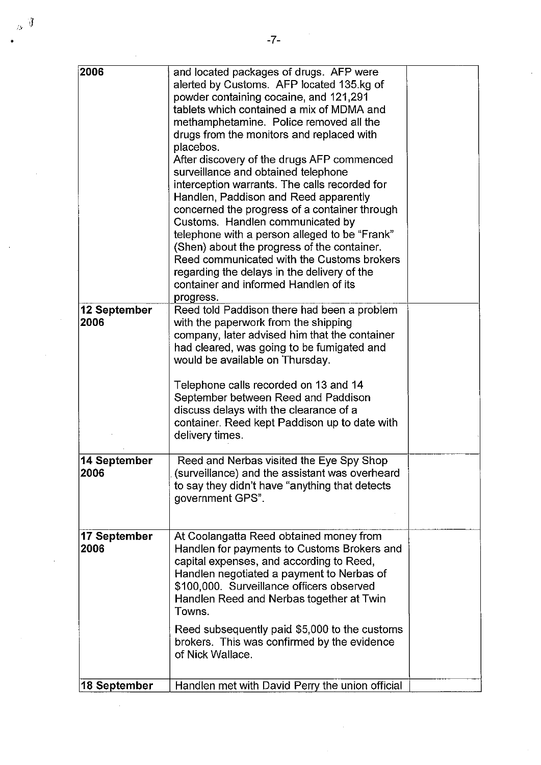| | | |
|---|---|---|
| 2006 | and located packages of drugs. AFP were alerted by Customs. AFP located 135.kg of powder containing cocaine, and 121,291 tablets which contained a mix of MDMA and methamphetamine. Police removed all the drugs from the monitors and replaced with placebos.<br>After discovery of the drugs AFP commenced surveillance and obtained telephone interception warrants. The calls recorded for Handlen, Paddison and Reed apparently concerned the progress of a container through Customs. Handlen communicated by telephone with a person alleged to be "Frank" (Shen) about the progress of the container. Reed communicated with the Customs brokers regarding the delays in the delivery of the container and informed Handlen of its progress. | |
| **12 September 2006** | Reed told Paddison there had been a problem with the paperwork from the shipping company, later advised him that the container had cleared, was going to be fumigated and would be available on Thursday.<br><br>Telephone calls recorded on 13 and 14 September between Reed and Paddison discuss delays with the clearance of a container. Reed kept Paddison up to date with delivery times. | |
| **14 September 2006** | Reed and Nerbas visited the Eye Spy Shop (surveillance) and the assistant was overheard to say they didn't have "anything that detects government GPS". | |
| **17 September 2006** | At Coolangatta Reed obtained money from Handlen for payments to Customs Brokers and capital expenses, and according to Reed, Handlen negotiated a payment to Nerbas of $100,000. Surveillance officers observed Handlen Reed and Nerbas together at Twin Towns.<br><br>Reed subsequently paid $5,000 to the customs brokers. This was confirmed by the evidence of Nick Wallace. | |
| **18 September** | Handlen met with David Perry the union official | |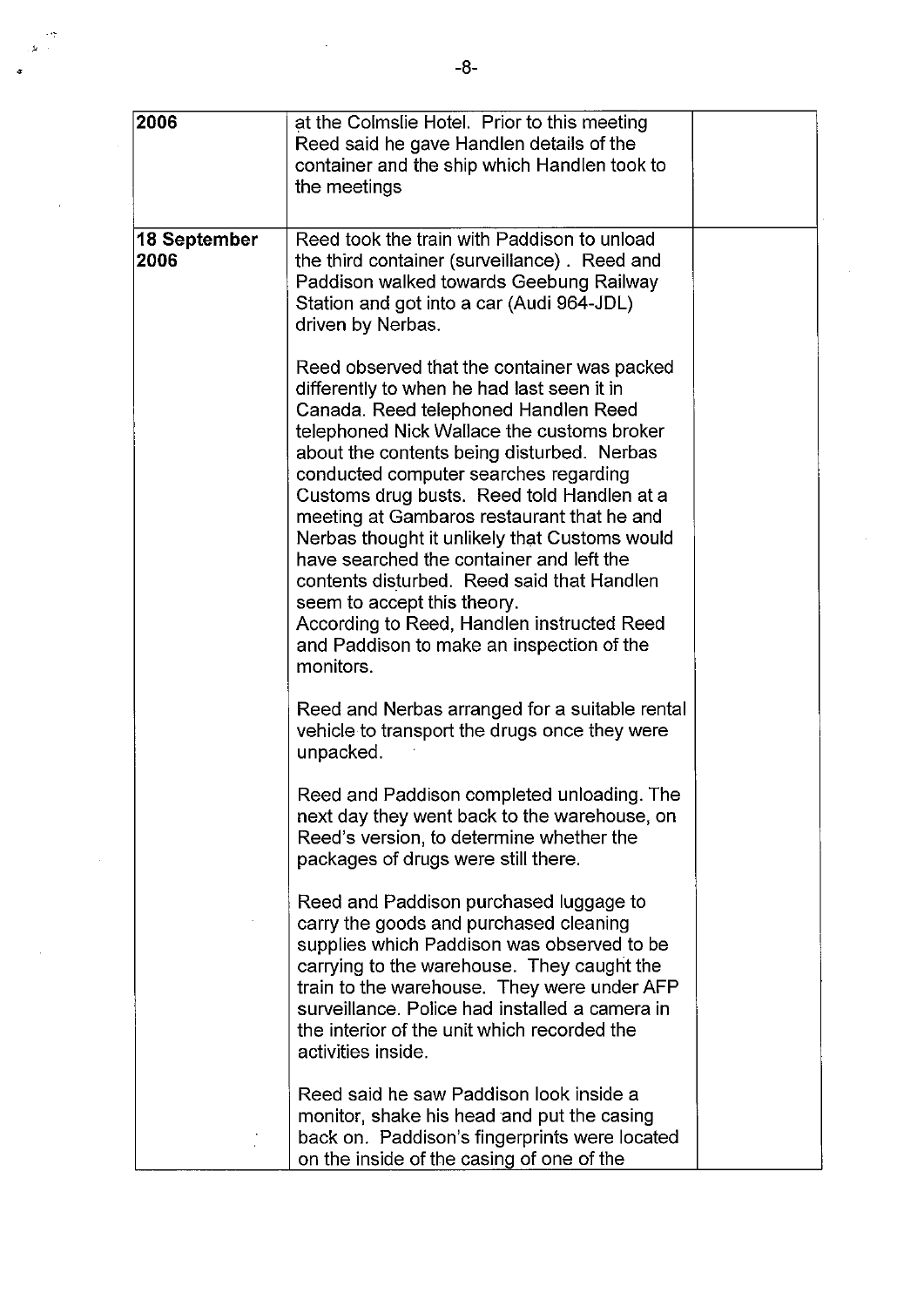| | | |
|---|---|---|
| 2006 | at the Colmslie Hotel. Prior to this meeting Reed said he gave Handlen details of the container and the ship which Handlen took to the meetings | |
| 18 September 2006 | Reed took the train with Paddison to unload the third container (surveillance). Reed and Paddison walked towards Geebung Railway Station and got into a car (Audi 964-JDL) driven by Nerbas.<br><br>Reed observed that the container was packed differently to when he had last seen it in Canada. Reed telephoned Handlen Reed telephoned Nick Wallace the customs broker about the contents being disturbed. Nerbas conducted computer searches regarding Customs drug busts. Reed told Handlen at a meeting at Gambaros restaurant that he and Nerbas thought it unlikely that Customs would have searched the container and left the contents disturbed. Reed said that Handlen seem to accept this theory.<br>According to Reed, Handlen instructed Reed and Paddison to make an inspection of the monitors.<br><br>Reed and Nerbas arranged for a suitable rental vehicle to transport the drugs once they were unpacked.<br><br>Reed and Paddison completed unloading. The next day they went back to the warehouse, on Reed's version, to determine whether the packages of drugs were still there.<br><br>Reed and Paddison purchased luggage to carry the goods and purchased cleaning supplies which Paddison was observed to be carrying to the warehouse. They caught the train to the warehouse. They were under AFP surveillance. Police had installed a camera in the interior of the unit which recorded the activities inside.<br><br>Reed said he saw Paddison look inside a monitor, shake his head and put the casing back on. Paddison's fingerprints were located on the inside of the casing of one of the | |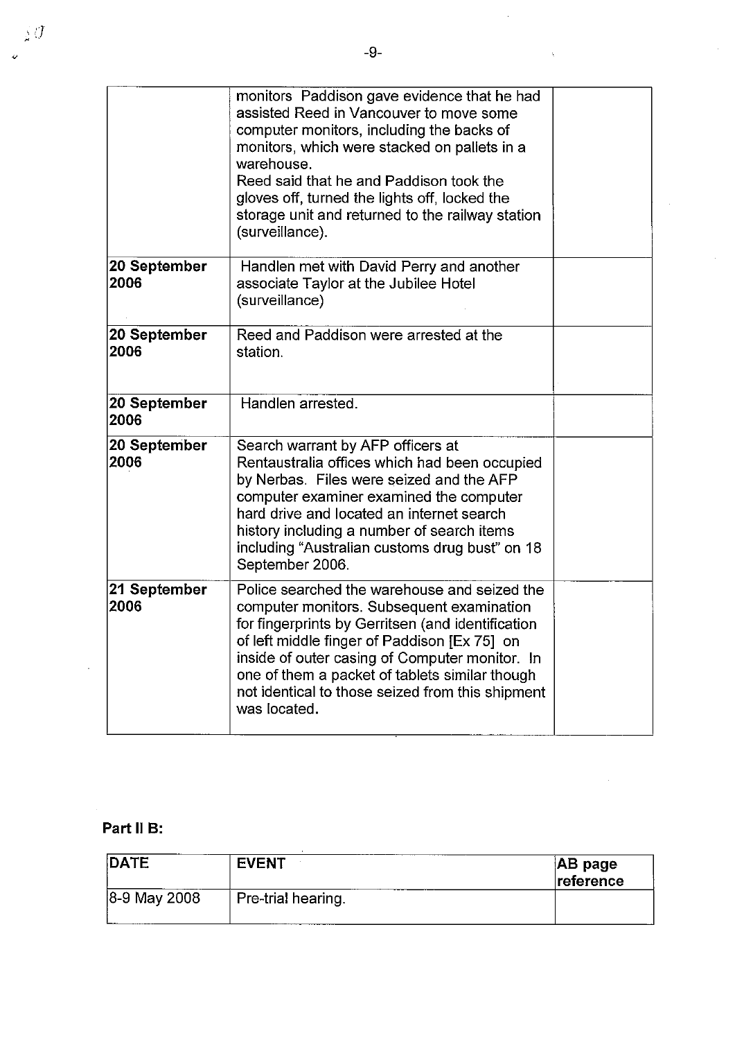| | | |
|---|---|---|
| | monitors Paddison gave evidence that he had assisted Reed in Vancouver to move some computer monitors, including the backs of monitors, which were stacked on pallets in a warehouse.<br>Reed said that he and Paddison took the gloves off, turned the lights off, locked the storage unit and returned to the railway station (surveillance). | |
| **20 September 2006** | Handlen met with David Perry and another associate Taylor at the Jubilee Hotel (surveillance) | |
| **20 September 2006** | Reed and Paddison were arrested at the station. | |
| **20 September 2006** | Handlen arrested. | |
| **20 September 2006** | Search warrant by AFP officers at Rentaustralia offices which had been occupied by Nerbas. Files were seized and the AFP computer examiner examined the computer hard drive and located an internet search history including a number of search items including "Australian customs drug bust" on 18 September 2006. | |
| **21 September 2006** | Police searched the warehouse and seized the computer monitors. Subsequent examination for fingerprints by Gerritsen (and identification of left middle finger of Paddison [Ex 75] on inside of outer casing of Computer monitor. In one of them a packet of tablets similar though not identical to those seized from this shipment was located. | |

**Part II B:**

| DATE | EVENT | AB page reference |
|---|---|---|
| 8-9 May 2008 | Pre-trial hearing. | |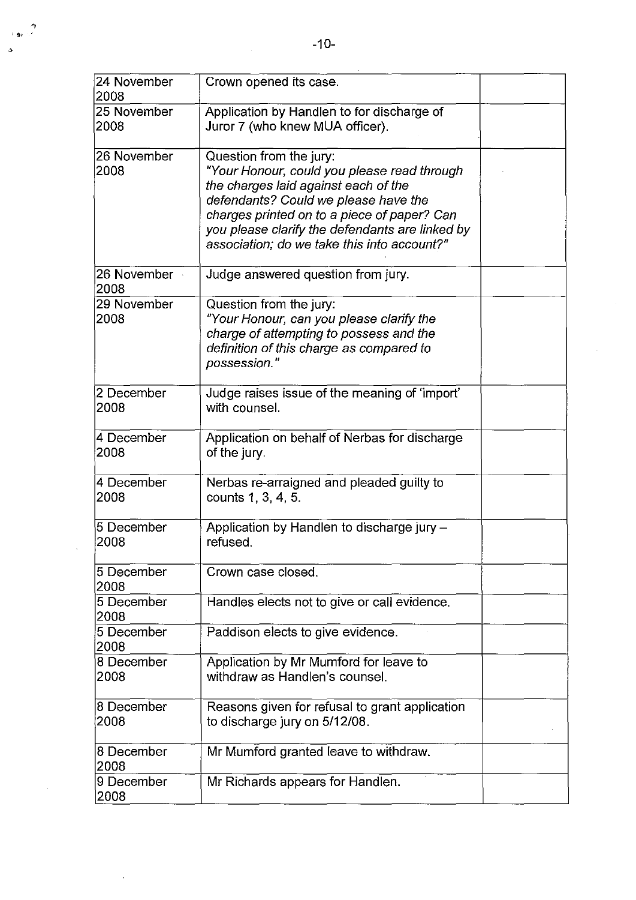| | | |
|---|---|---|
| 24 November 2008 | Crown opened its case. | |
| 25 November 2008 | Application by Handlen to for discharge of Juror 7 (who knew MUA officer). | |
| 26 November 2008 | Question from the jury: *"Your Honour, could you please read through the charges laid against each of the defendants? Could we please have the charges printed on to a piece of paper? Can you please clarify the defendants are linked by association; do we take this into account?"* | |
| 26 November 2008 | Judge answered question from jury. | |
| 29 November 2008 | Question from the jury: *"Your Honour, can you please clarify the charge of attempting to possess and the definition of this charge as compared to possession."* | |
| 2 December 2008 | Judge raises issue of the meaning of 'import' with counsel. | |
| 4 December 2008 | Application on behalf of Nerbas for discharge of the jury. | |
| 4 December 2008 | Nerbas re-arraigned and pleaded guilty to counts 1, 3, 4, 5. | |
| 5 December 2008 | Application by Handlen to discharge jury – refused. | |
| 5 December 2008 | Crown case closed. | |
| 5 December 2008 | Handles elects not to give or call evidence. | |
| 5 December 2008 | Paddison elects to give evidence. | |
| 8 December 2008 | Application by Mr Mumford for leave to withdraw as Handlen's counsel. | |
| 8 December 2008 | Reasons given for refusal to grant application to discharge jury on 5/12/08. | |
| 8 December 2008 | Mr Mumford granted leave to withdraw. | |
| 9 December 2008 | Mr Richards appears for Handlen. | |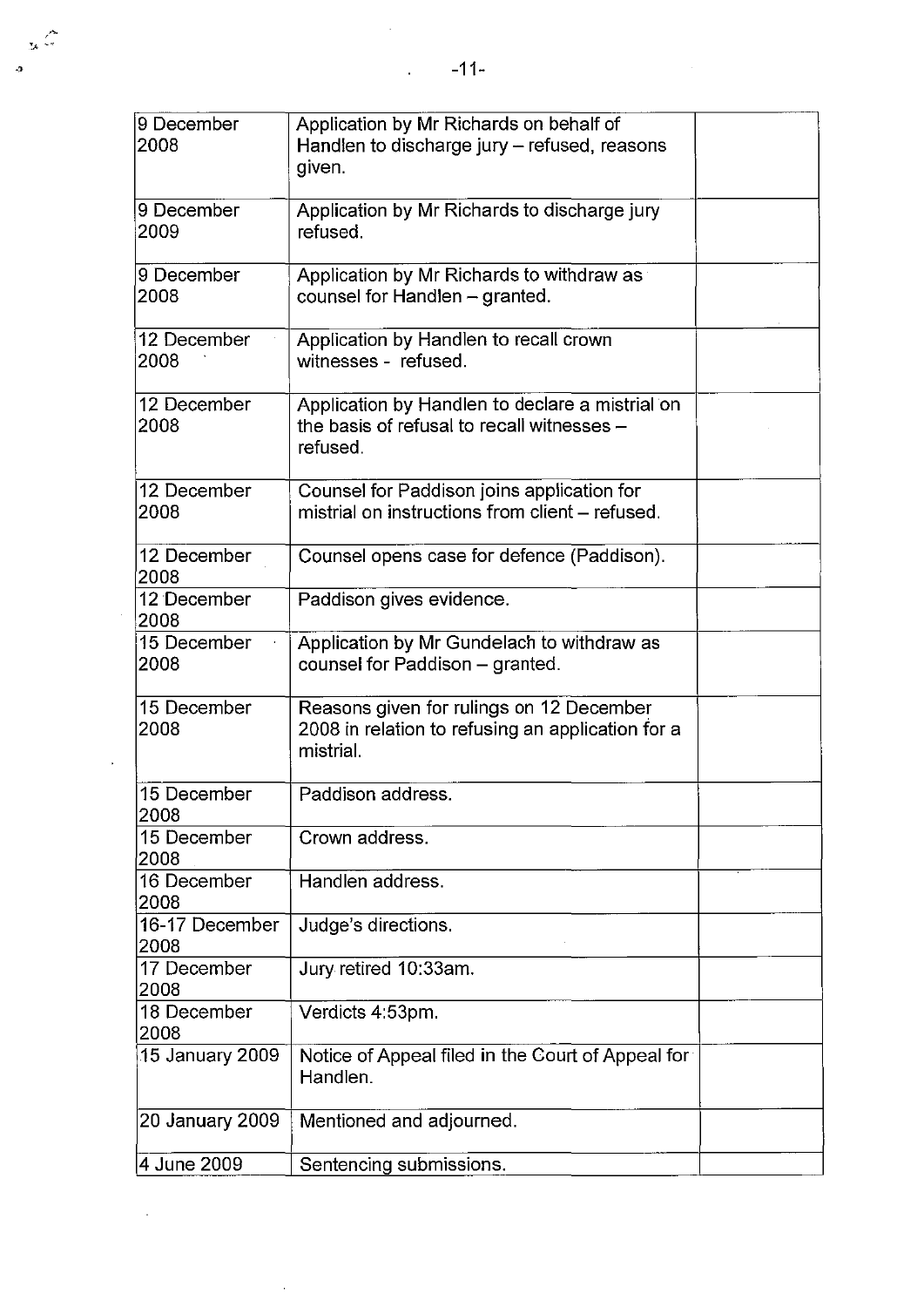| | | |
|---|---|---|
| 9 December 2008 | Application by Mr Richards on behalf of Handlen to discharge jury – refused, reasons given. | |
| 9 December 2009 | Application by Mr Richards to discharge jury refused. | |
| 9 December 2008 | Application by Mr Richards to withdraw as counsel for Handlen – granted. | |
| 12 December 2008 | Application by Handlen to recall crown witnesses - refused. | |
| 12 December 2008 | Application by Handlen to declare a mistrial on the basis of refusal to recall witnesses – refused. | |
| 12 December 2008 | Counsel for Paddison joins application for mistrial on instructions from client – refused. | |
| 12 December 2008 | Counsel opens case for defence (Paddison). | |
| 12 December 2008 | Paddison gives evidence. | |
| 15 December 2008 | Application by Mr Gundelach to withdraw as counsel for Paddison – granted. | |
| 15 December 2008 | Reasons given for rulings on 12 December 2008 in relation to refusing an application for a mistrial. | |
| 15 December 2008 | Paddison address. | |
| 15 December 2008 | Crown address. | |
| 16 December 2008 | Handlen address. | |
| 16-17 December 2008 | Judge's directions. | |
| 17 December 2008 | Jury retired 10:33am. | |
| 18 December 2008 | Verdicts 4:53pm. | |
| 15 January 2009 | Notice of Appeal filed in the Court of Appeal for Handlen. | |
| 20 January 2009 | Mentioned and adjourned. | |
| 4 June 2009 | Sentencing submissions. | |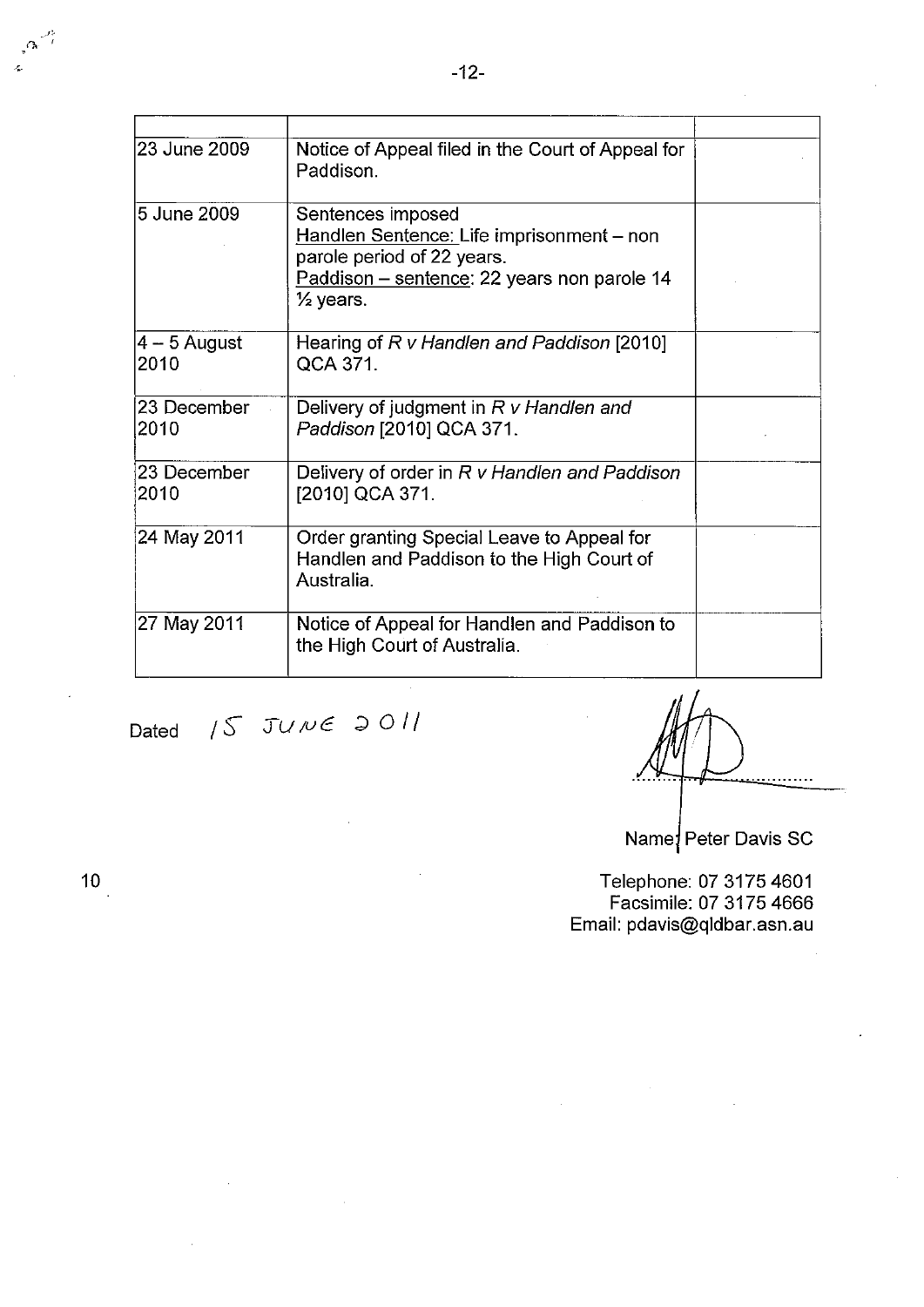| | | |
|---|---|---|
| 23 June 2009 | Notice of Appeal filed in the Court of Appeal for Paddison. | |
| 5 June 2009 | Sentences imposed<br>Handlen Sentence: Life imprisonment – non parole period of 22 years.<br>Paddison – sentence: 22 years non parole 14 ½ years. | |
| 4 – 5 August 2010 | Hearing of *R v Handlen and Paddison* [2010] QCA 371. | |
| 23 December 2010 | Delivery of judgment in *R v Handlen and Paddison* [2010] QCA 371. | |
| 23 December 2010 | Delivery of order in *R v Handlen and Paddison* [2010] QCA 371. | |
| 24 May 2011 | Order granting Special Leave to Appeal for Handlen and Paddison to the High Court of Australia. | |
| 27 May 2011 | Notice of Appeal for Handlen and Paddison to the High Court of Australia. | |

Dated 15 JUNE 2011

Name: Peter Davis SC

Telephone: 07 3175 4601
Facsimile: 07 3175 4666
Email: pdavis@qldbar.asn.au